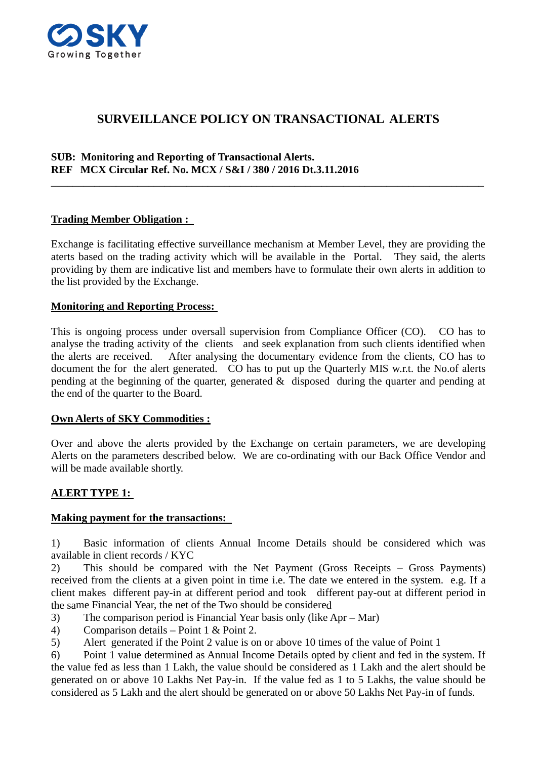# SURVEILLANCE POLICY ON TRANSACTIONAL ALERTS

**SUB: Monitoring and Reporting of Transactional Alerts.**
**REF MCX Circular Ref. No. MCX / S&I / 380 / 2016 Dt.3.11.2016**

---

**Trading Member Obligation :**

Exchange is facilitating effective surveillance mechanism at Member Level, they are providing the aterts based on the trading activity which will be available in the Portal. They said, the alerts providing by them are indicative list and members have to formulate their own alerts in addition to the list provided by the Exchange.

**Monitoring and Reporting Process:**

This is ongoing process under oversall supervision from Compliance Officer (CO). CO has to analyse the trading activity of the clients and seek explanation from such clients identified when the alerts are received. After analysing the documentary evidence from the clients, CO has to document the for the alert generated. CO has to put up the Quarterly MIS w.r.t. the No.of alerts pending at the beginning of the quarter, generated & disposed during the quarter and pending at the end of the quarter to the Board.

**Own Alerts of SKY Commodities :**

Over and above the alerts provided by the Exchange on certain parameters, we are developing Alerts on the parameters described below. We are co-ordinating with our Back Office Vendor and will be made available shortly.

**ALERT TYPE 1:**

**Making payment for the transactions:**

1) Basic information of clients Annual Income Details should be considered which was available in client records / KYC
2) This should be compared with the Net Payment (Gross Receipts – Gross Payments) received from the clients at a given point in time i.e. The date we entered in the system. e.g. If a client makes different pay-in at different period and took different pay-out at different period in the same Financial Year, the net of the Two should be considered
3) The comparison period is Financial Year basis only (like Apr – Mar)
4) Comparison details – Point 1 & Point 2.
5) Alert generated if the Point 2 value is on or above 10 times of the value of Point 1
6) Point 1 value determined as Annual Income Details opted by client and fed in the system. If the value fed as less than 1 Lakh, the value should be considered as 1 Lakh and the alert should be generated on or above 10 Lakhs Net Pay-in. If the value fed as 1 to 5 Lakhs, the value should be considered as 5 Lakh and the alert should be generated on or above 50 Lakhs Net Pay-in of funds.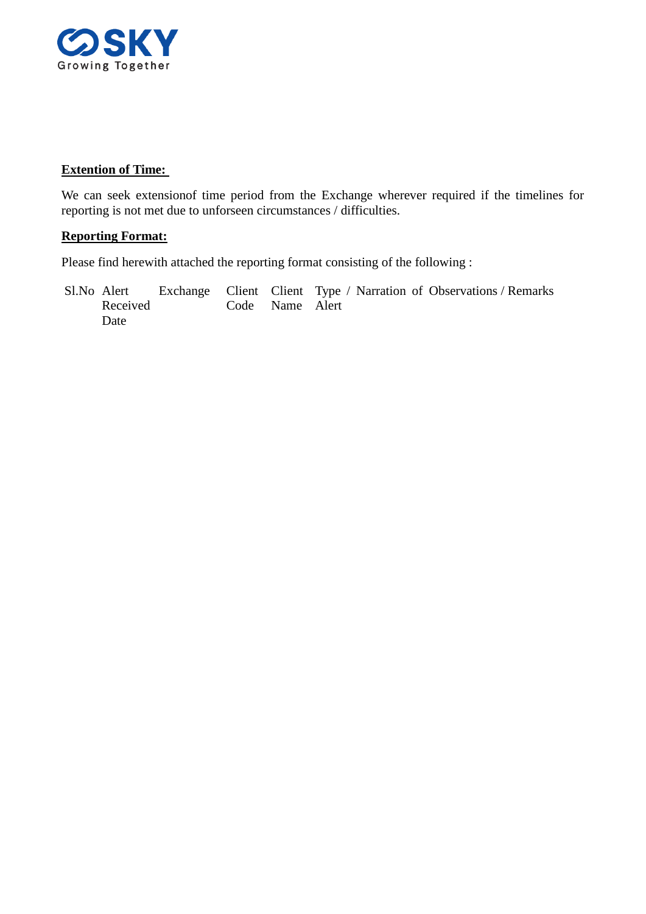**Extention of Time:**

We can seek extensionof time period from the Exchange wherever required if the timelines for reporting is not met due to unforseen circumstances / difficulties.

**Reporting Format:**

Please find herewith attached the reporting format consisting of the following :

| Sl.No | Alert Received Date | Exchange | Client Code | Client Name | Type / Alert | Narration of Observations / Remarks |
|---|---|---|---|---|---|---|